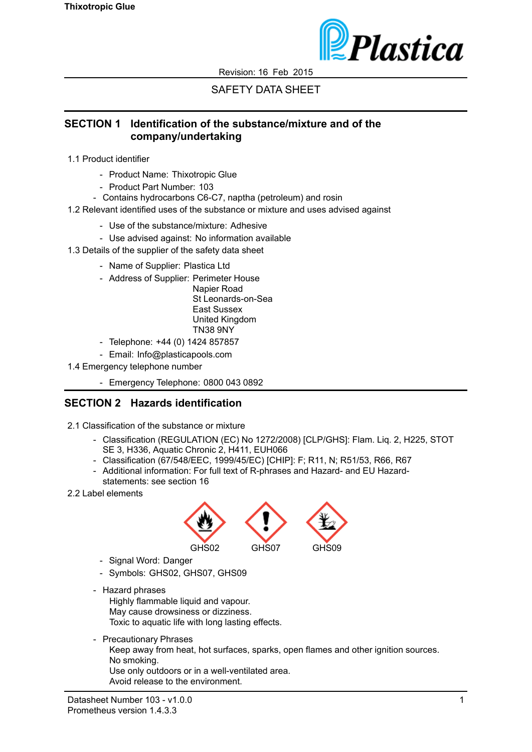Revision: 16 Feb 2015

SAFETY DATA SHEET

## SECTION 1 Identification of the substance/mixture and of the company/undertaking

1.1 Product identifier

- Product Name: Thixotropic Glue
- Product Part Number: 103
- Contains hydrocarbons C6-C7, naptha (petroleum) and rosin

1.2 Relevant identified uses of the substance or mixture and uses advised against

- Use of the substance/mixture: Adhesive
- Use advised against: No information available

1.3 Details of the supplier of the safety data sheet

- Name of Supplier: Plastica Ltd
- Address of Supplier: Perimeter House
  Napier Road
  St Leonards-on-Sea
  East Sussex
  United Kingdom
  TN38 9NY
- Telephone: +44 (0) 1424 857857
- Email: Info@plasticapools.com

1.4 Emergency telephone number

- Emergency Telephone: 0800 043 0892

## SECTION 2 Hazards identification

2.1 Classification of the substance or mixture

- Classification (REGULATION (EC) No 1272/2008) [CLP/GHS]: Flam. Liq. 2, H225, STOT SE 3, H336, Aquatic Chronic 2, H411, EUH066
- Classification (67/548/EEC, 1999/45/EC) [CHIP]: F; R11, N; R51/53, R66, R67
- Additional information: For full text of R-phrases and Hazard- and EU Hazard-statements: see section 16

2.2 Label elements

GHS02 GHS07 GHS09

- Signal Word: Danger
- Symbols: GHS02, GHS07, GHS09
- Hazard phrases
  Highly flammable liquid and vapour.
  May cause drowsiness or dizziness.
  Toxic to aquatic life with long lasting effects.
- Precautionary Phrases
  Keep away from heat, hot surfaces, sparks, open flames and other ignition sources.
  No smoking.
  Use only outdoors or in a well-ventilated area.
  Avoid release to the environment.

Datasheet Number 103 - v1.0.0
Prometheus version 1.4.3.3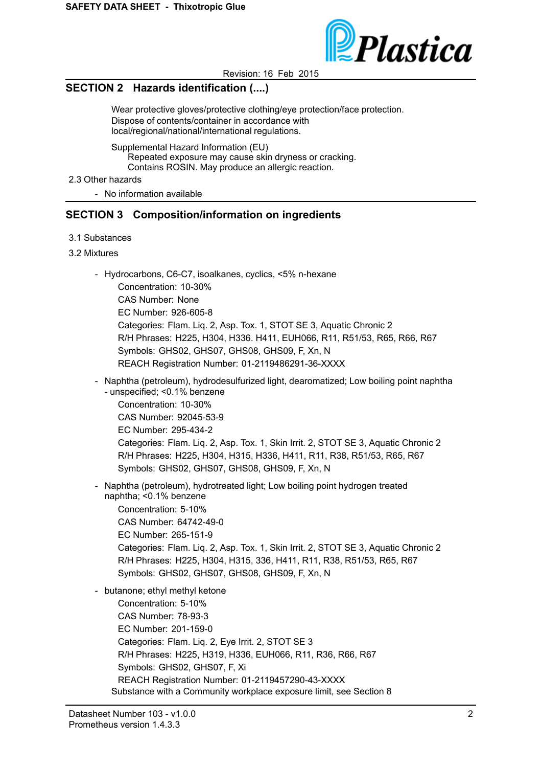## SECTION 2 Hazards identification (....)

Wear protective gloves/protective clothing/eye protection/face protection.
Dispose of contents/container in accordance with local/regional/national/international regulations.

Supplemental Hazard Information (EU)

Repeated exposure may cause skin dryness or cracking.
Contains ROSIN. May produce an allergic reaction.

2.3 Other hazards

- No information available

## SECTION 3 Composition/information on ingredients

3.1 Substances

3.2 Mixtures

- Hydrocarbons, C6-C7, isoalkanes, cyclics, <5% n-hexane
  - Concentration: 10-30%
  - CAS Number: None
  - EC Number: 926-605-8
  - Categories: Flam. Liq. 2, Asp. Tox. 1, STOT SE 3, Aquatic Chronic 2
  - R/H Phrases: H225, H304, H336. H411, EUH066, R11, R51/53, R65, R66, R67
  - Symbols: GHS02, GHS07, GHS08, GHS09, F, Xn, N
  - REACH Registration Number: 01-2119486291-36-XXXX
- Naphtha (petroleum), hydrodesulfurized light, dearomatized; Low boiling point naphtha - unspecified; <0.1% benzene
  - Concentration: 10-30%
  - CAS Number: 92045-53-9
  - EC Number: 295-434-2
  - Categories: Flam. Liq. 2, Asp. Tox. 1, Skin Irrit. 2, STOT SE 3, Aquatic Chronic 2
  - R/H Phrases: H225, H304, H315, H336, H411, R11, R38, R51/53, R65, R67
  - Symbols: GHS02, GHS07, GHS08, GHS09, F, Xn, N
- Naphtha (petroleum), hydrotreated light; Low boiling point hydrogen treated naphtha; <0.1% benzene
  - Concentration: 5-10%
  - CAS Number: 64742-49-0
  - EC Number: 265-151-9
  - Categories: Flam. Liq. 2, Asp. Tox. 1, Skin Irrit. 2, STOT SE 3, Aquatic Chronic 2
  - R/H Phrases: H225, H304, H315, 336, H411, R11, R38, R51/53, R65, R67
  - Symbols: GHS02, GHS07, GHS08, GHS09, F, Xn, N
- butanone; ethyl methyl ketone
  - Concentration: 5-10%
  - CAS Number: 78-93-3
  - EC Number: 201-159-0
  - Categories: Flam. Liq. 2, Eye Irrit. 2, STOT SE 3
  - R/H Phrases: H225, H319, H336, EUH066, R11, R36, R66, R67
  - Symbols: GHS02, GHS07, F, Xi
  - REACH Registration Number: 01-2119457290-43-XXXX

  Substance with a Community workplace exposure limit, see Section 8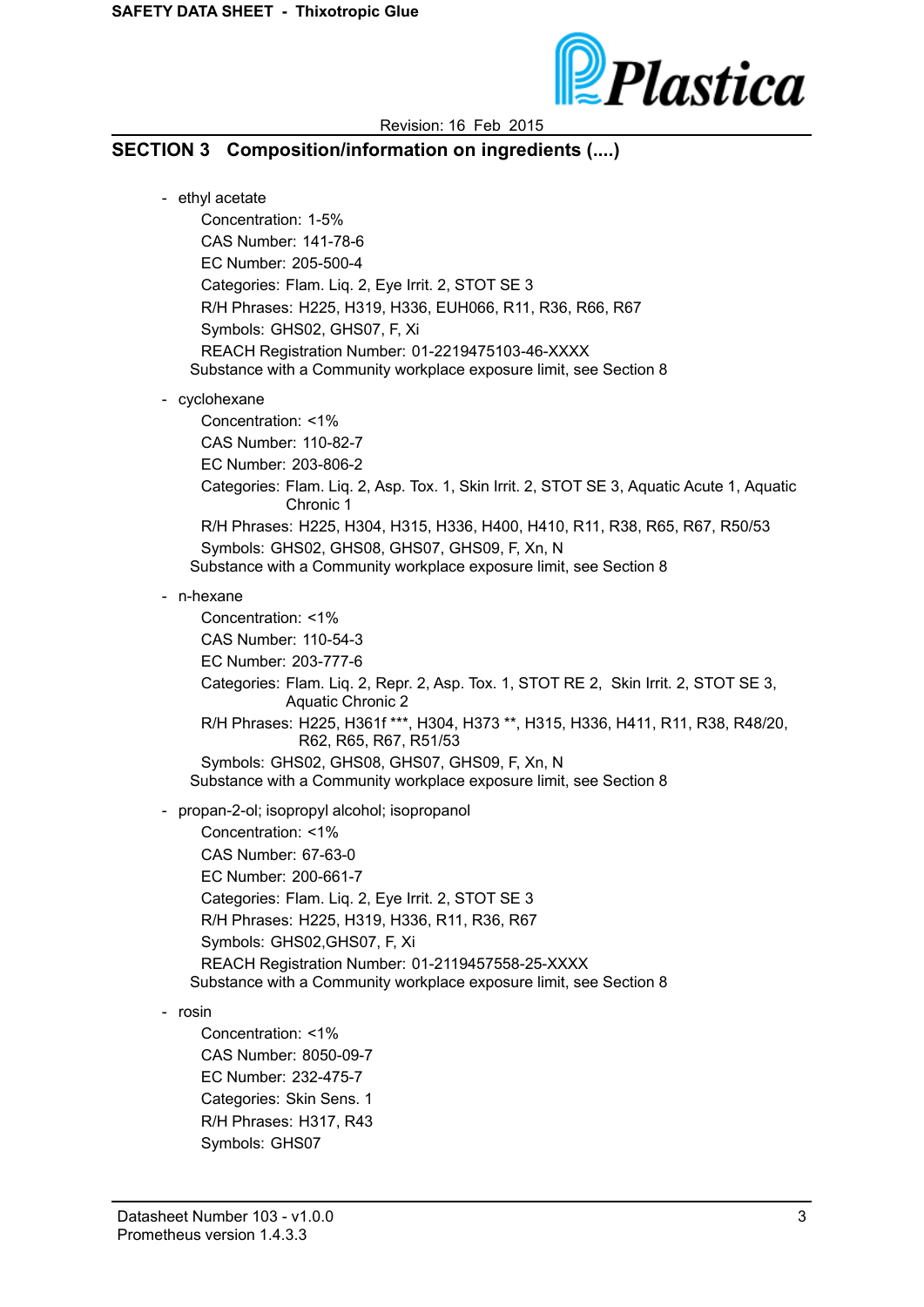## SECTION 3 Composition/information on ingredients (....)

- ethyl acetate
  - Concentration: 1-5%
  - CAS Number: 141-78-6
  - EC Number: 205-500-4
  - Categories: Flam. Liq. 2, Eye Irrit. 2, STOT SE 3
  - R/H Phrases: H225, H319, H336, EUH066, R11, R36, R66, R67
  - Symbols: GHS02, GHS07, F, Xi
  - REACH Registration Number: 01-2219475103-46-XXXX

  Substance with a Community workplace exposure limit, see Section 8

- cyclohexane
  - Concentration: <1%
  - CAS Number: 110-82-7
  - EC Number: 203-806-2
  - Categories: Flam. Liq. 2, Asp. Tox. 1, Skin Irrit. 2, STOT SE 3, Aquatic Acute 1, Aquatic Chronic 1
  - R/H Phrases: H225, H304, H315, H336, H400, H410, R11, R38, R65, R67, R50/53
  - Symbols: GHS02, GHS08, GHS07, GHS09, F, Xn, N

  Substance with a Community workplace exposure limit, see Section 8

- n-hexane
  - Concentration: <1%
  - CAS Number: 110-54-3
  - EC Number: 203-777-6
  - Categories: Flam. Liq. 2, Repr. 2, Asp. Tox. 1, STOT RE 2, Skin Irrit. 2, STOT SE 3, Aquatic Chronic 2
  - R/H Phrases: H225, H361f ***, H304, H373 **, H315, H336, H411, R11, R38, R48/20, R62, R65, R67, R51/53
  - Symbols: GHS02, GHS08, GHS07, GHS09, F, Xn, N

  Substance with a Community workplace exposure limit, see Section 8

- propan-2-ol; isopropyl alcohol; isopropanol
  - Concentration: <1%
  - CAS Number: 67-63-0
  - EC Number: 200-661-7
  - Categories: Flam. Liq. 2, Eye Irrit. 2, STOT SE 3
  - R/H Phrases: H225, H319, H336, R11, R36, R67
  - Symbols: GHS02,GHS07, F, Xi
  - REACH Registration Number: 01-2119457558-25-XXXX

  Substance with a Community workplace exposure limit, see Section 8

- rosin
  - Concentration: <1%
  - CAS Number: 8050-09-7
  - EC Number: 232-475-7
  - Categories: Skin Sens. 1
  - R/H Phrases: H317, R43
  - Symbols: GHS07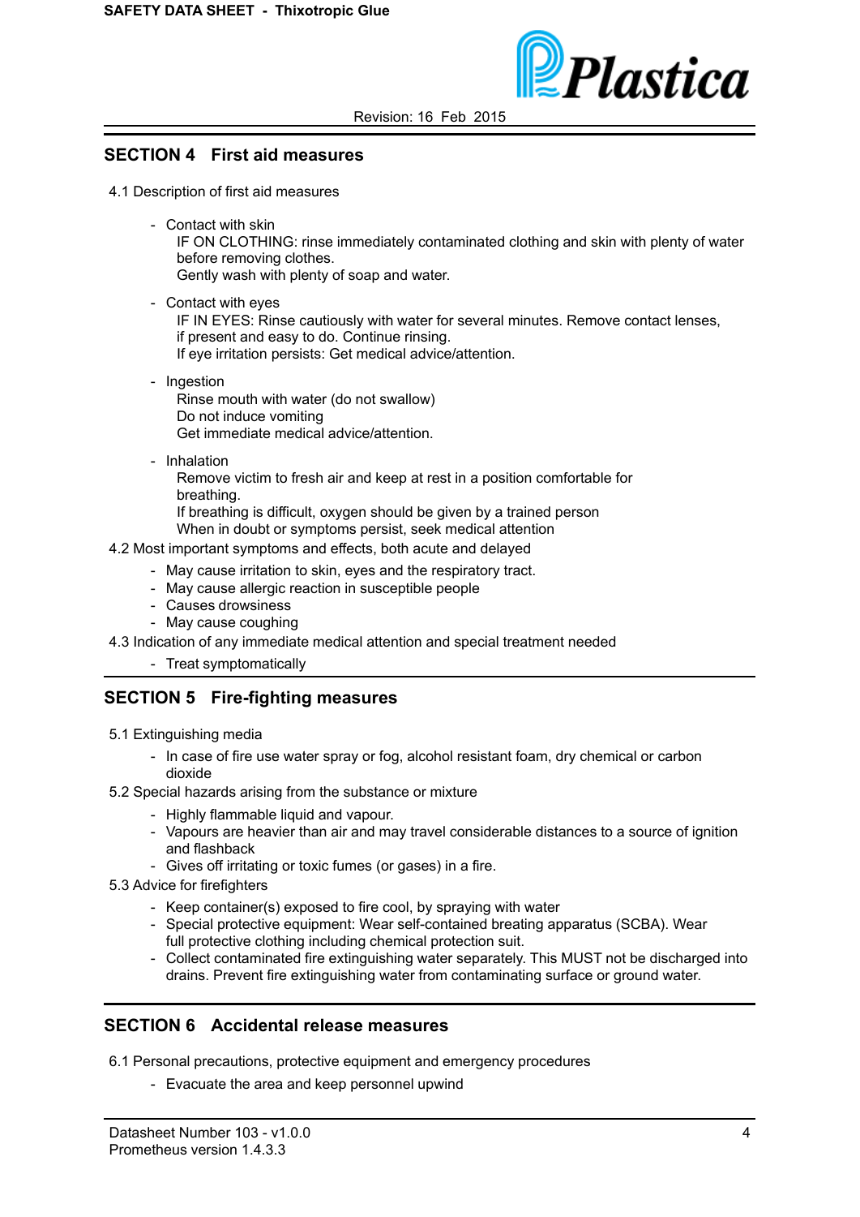## SECTION 4 First aid measures

4.1 Description of first aid measures

- Contact with skin
  IF ON CLOTHING: rinse immediately contaminated clothing and skin with plenty of water before removing clothes.
  Gently wash with plenty of soap and water.
- Contact with eyes
  IF IN EYES: Rinse cautiously with water for several minutes. Remove contact lenses, if present and easy to do. Continue rinsing.
  If eye irritation persists: Get medical advice/attention.
- Ingestion
  Rinse mouth with water (do not swallow)
  Do not induce vomiting
  Get immediate medical advice/attention.
- Inhalation
  Remove victim to fresh air and keep at rest in a position comfortable for breathing.
  If breathing is difficult, oxygen should be given by a trained person
  When in doubt or symptoms persist, seek medical attention

4.2 Most important symptoms and effects, both acute and delayed

- May cause irritation to skin, eyes and the respiratory tract.
- May cause allergic reaction in susceptible people
- Causes drowsiness
- May cause coughing

4.3 Indication of any immediate medical attention and special treatment needed

- Treat symptomatically

## SECTION 5 Fire-fighting measures

5.1 Extinguishing media

- In case of fire use water spray or fog, alcohol resistant foam, dry chemical or carbon dioxide

5.2 Special hazards arising from the substance or mixture

- Highly flammable liquid and vapour.
- Vapours are heavier than air and may travel considerable distances to a source of ignition and flashback
- Gives off irritating or toxic fumes (or gases) in a fire.

5.3 Advice for firefighters

- Keep container(s) exposed to fire cool, by spraying with water
- Special protective equipment: Wear self-contained breating apparatus (SCBA). Wear full protective clothing including chemical protection suit.
- Collect contaminated fire extinguishing water separately. This MUST not be discharged into drains. Prevent fire extinguishing water from contaminating surface or ground water.

## SECTION 6 Accidental release measures

6.1 Personal precautions, protective equipment and emergency procedures

- Evacuate the area and keep personnel upwind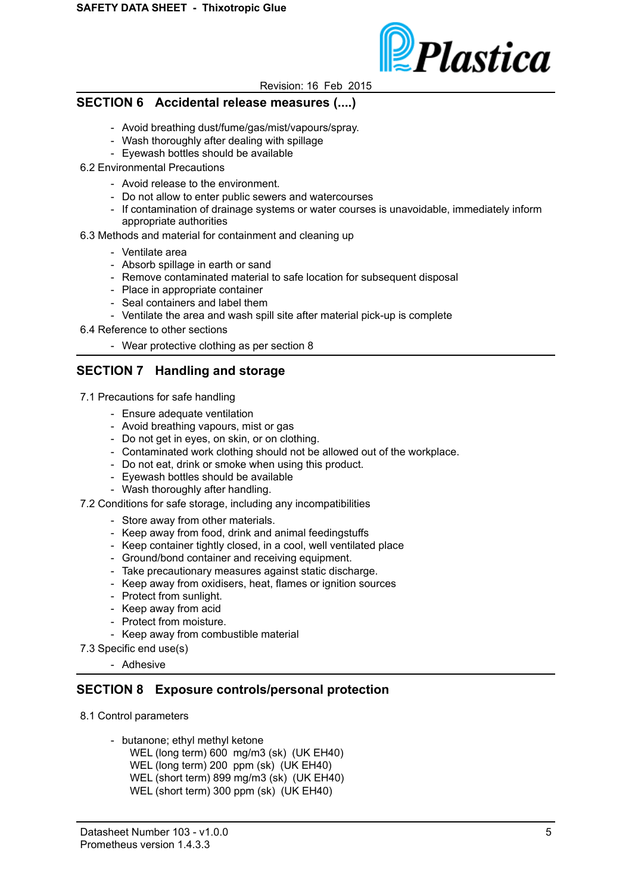## SECTION 6 Accidental release measures (....)

- Avoid breathing dust/fume/gas/mist/vapours/spray.
- Wash thoroughly after dealing with spillage
- Eyewash bottles should be available

6.2 Environmental Precautions

- Avoid release to the environment.
- Do not allow to enter public sewers and watercourses
- If contamination of drainage systems or water courses is unavoidable, immediately inform appropriate authorities

6.3 Methods and material for containment and cleaning up

- Ventilate area
- Absorb spillage in earth or sand
- Remove contaminated material to safe location for subsequent disposal
- Place in appropriate container
- Seal containers and label them
- Ventilate the area and wash spill site after material pick-up is complete

6.4 Reference to other sections

- Wear protective clothing as per section 8

## SECTION 7 Handling and storage

7.1 Precautions for safe handling

- Ensure adequate ventilation
- Avoid breathing vapours, mist or gas
- Do not get in eyes, on skin, or on clothing.
- Contaminated work clothing should not be allowed out of the workplace.
- Do not eat, drink or smoke when using this product.
- Eyewash bottles should be available
- Wash thoroughly after handling.

7.2 Conditions for safe storage, including any incompatibilities

- Store away from other materials.
- Keep away from food, drink and animal feedingstuffs
- Keep container tightly closed, in a cool, well ventilated place
- Ground/bond container and receiving equipment.
- Take precautionary measures against static discharge.
- Keep away from oxidisers, heat, flames or ignition sources
- Protect from sunlight.
- Keep away from acid
- Protect from moisture.
- Keep away from combustible material

7.3 Specific end use(s)

- Adhesive

## SECTION 8 Exposure controls/personal protection

8.1 Control parameters

- butanone; ethyl methyl ketone
  WEL (long term) 600 mg/m3 (sk) (UK EH40)
  WEL (long term) 200 ppm (sk) (UK EH40)
  WEL (short term) 899 mg/m3 (sk) (UK EH40)
  WEL (short term) 300 ppm (sk) (UK EH40)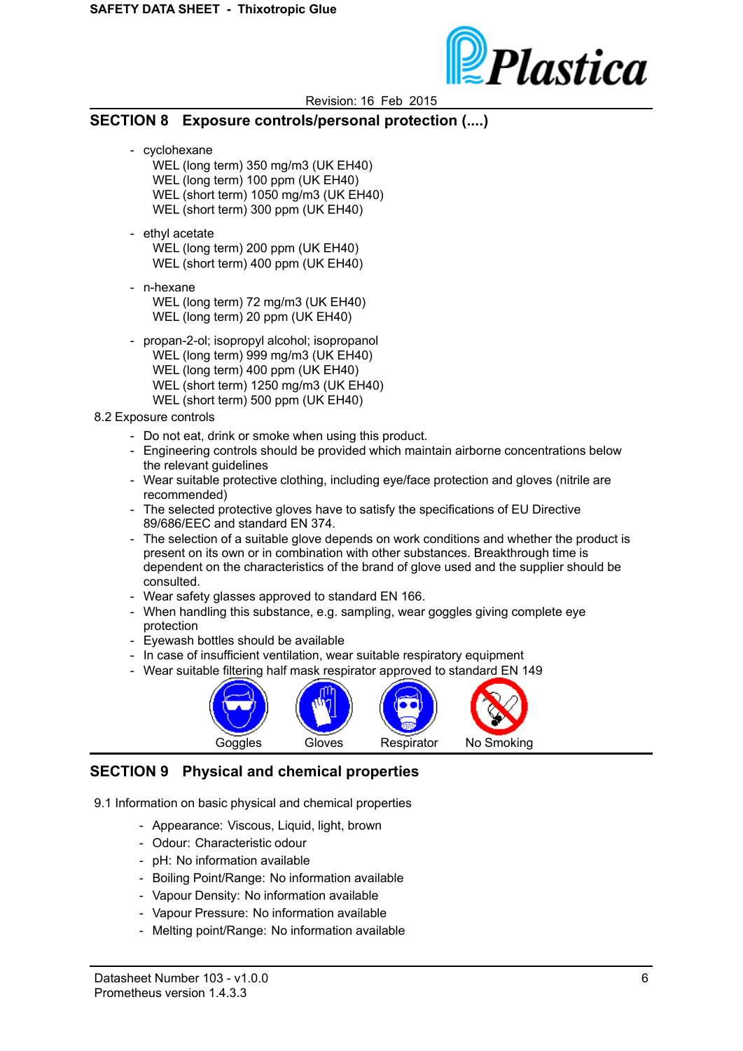## SECTION 8 Exposure controls/personal protection (....)

- cyclohexane
  WEL (long term) 350 mg/m3 (UK EH40)
  WEL (long term) 100 ppm (UK EH40)
  WEL (short term) 1050 mg/m3 (UK EH40)
  WEL (short term) 300 ppm (UK EH40)

- ethyl acetate
  WEL (long term) 200 ppm (UK EH40)
  WEL (short term) 400 ppm (UK EH40)

- n-hexane
  WEL (long term) 72 mg/m3 (UK EH40)
  WEL (long term) 20 ppm (UK EH40)

- propan-2-ol; isopropyl alcohol; isopropanol
  WEL (long term) 999 mg/m3 (UK EH40)
  WEL (long term) 400 ppm (UK EH40)
  WEL (short term) 1250 mg/m3 (UK EH40)
  WEL (short term) 500 ppm (UK EH40)

8.2 Exposure controls

- Do not eat, drink or smoke when using this product.
- Engineering controls should be provided which maintain airborne concentrations below the relevant guidelines
- Wear suitable protective clothing, including eye/face protection and gloves (nitrile are recommended)
- The selected protective gloves have to satisfy the specifications of EU Directive 89/686/EEC and standard EN 374.
- The selection of a suitable glove depends on work conditions and whether the product is present on its own or in combination with other substances. Breakthrough time is dependent on the characteristics of the brand of glove used and the supplier should be consulted.
- Wear safety glasses approved to standard EN 166.
- When handling this substance, e.g. sampling, wear goggles giving complete eye protection
- Eyewash bottles should be available
- In case of insufficient ventilation, wear suitable respiratory equipment
- Wear suitable filtering half mask respirator approved to standard EN 149

Goggles Gloves Respirator No Smoking

## SECTION 9 Physical and chemical properties

9.1 Information on basic physical and chemical properties

- Appearance: Viscous, Liquid, light, brown
- Odour: Characteristic odour
- pH: No information available
- Boiling Point/Range: No information available
- Vapour Density: No information available
- Vapour Pressure: No information available
- Melting point/Range: No information available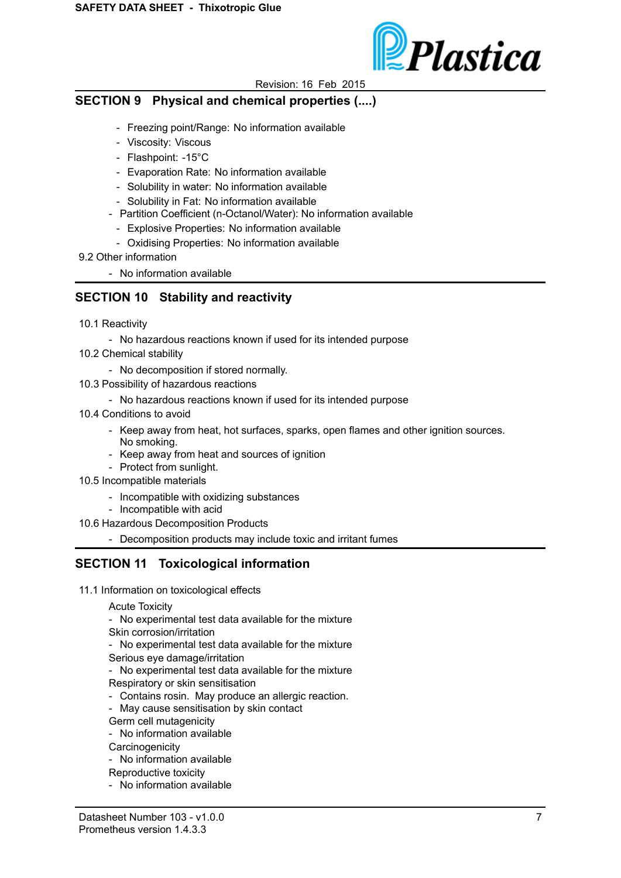## SECTION 9 Physical and chemical properties (....)

- Freezing point/Range: No information available
- Viscosity: Viscous
- Flashpoint: -15°C
- Evaporation Rate: No information available
- Solubility in water: No information available
- Solubility in Fat: No information available
- Partition Coefficient (n-Octanol/Water): No information available
- Explosive Properties: No information available
- Oxidising Properties: No information available

9.2 Other information

- No information available

## SECTION 10 Stability and reactivity

10.1 Reactivity

- No hazardous reactions known if used for its intended purpose

10.2 Chemical stability

- No decomposition if stored normally.

10.3 Possibility of hazardous reactions

- No hazardous reactions known if used for its intended purpose

10.4 Conditions to avoid

- Keep away from heat, hot surfaces, sparks, open flames and other ignition sources. No smoking.
- Keep away from heat and sources of ignition
- Protect from sunlight.

10.5 Incompatible materials

- Incompatible with oxidizing substances
- Incompatible with acid

10.6 Hazardous Decomposition Products

- Decomposition products may include toxic and irritant fumes

## SECTION 11 Toxicological information

11.1 Information on toxicological effects

Acute Toxicity

- No experimental test data available for the mixture

Skin corrosion/irritation

- No experimental test data available for the mixture

Serious eye damage/irritation

- No experimental test data available for the mixture

Respiratory or skin sensitisation

- Contains rosin. May produce an allergic reaction.
- May cause sensitisation by skin contact

Germ cell mutagenicity

- No information available

Carcinogenicity

- No information available

Reproductive toxicity

- No information available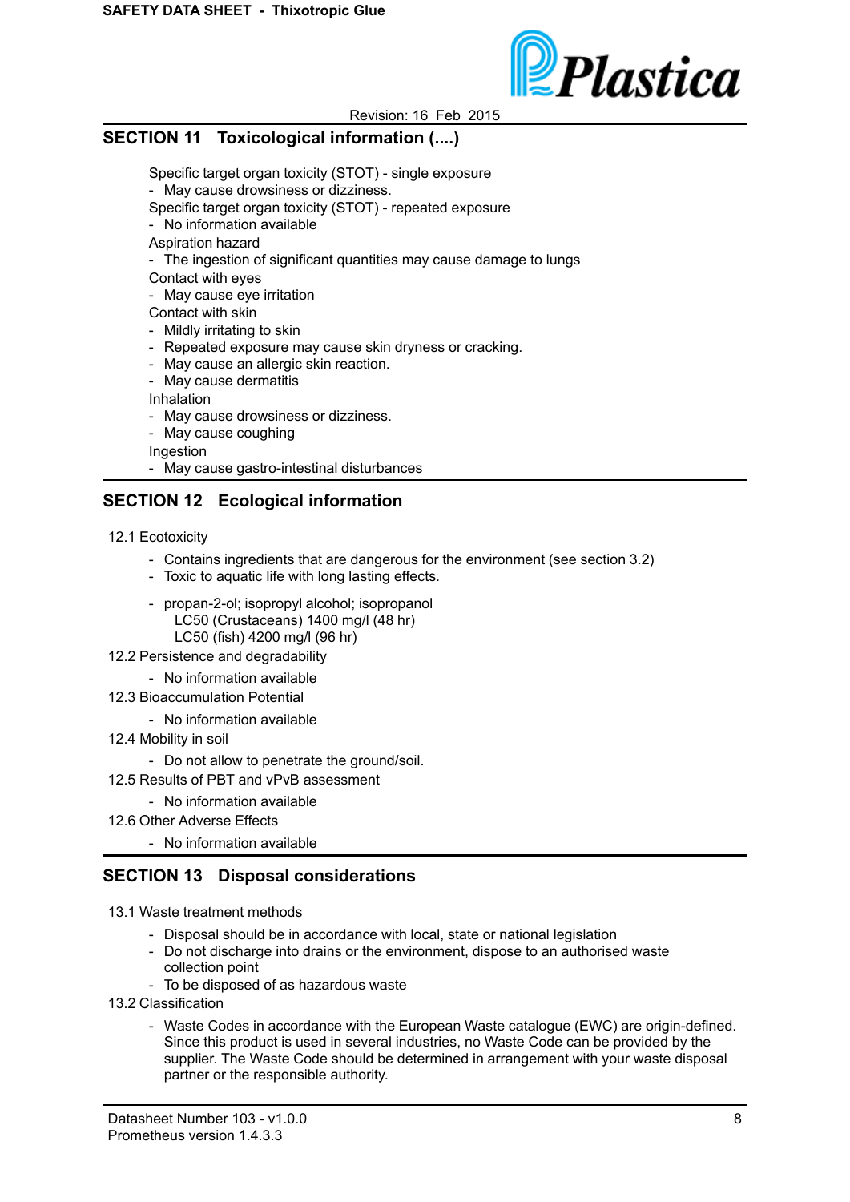## SECTION 11 Toxicological information (....)

Specific target organ toxicity (STOT) - single exposure

- May cause drowsiness or dizziness.

Specific target organ toxicity (STOT) - repeated exposure

- No information available

Aspiration hazard

- The ingestion of significant quantities may cause damage to lungs

Contact with eyes

- May cause eye irritation

Contact with skin

- Mildly irritating to skin
- Repeated exposure may cause skin dryness or cracking.
- May cause an allergic skin reaction.
- May cause dermatitis

Inhalation

- May cause drowsiness or dizziness.
- May cause coughing

Ingestion

- May cause gastro-intestinal disturbances

## SECTION 12 Ecological information

12.1 Ecotoxicity

- Contains ingredients that are dangerous for the environment (see section 3.2)
- Toxic to aquatic life with long lasting effects.

- propan-2-ol; isopropyl alcohol; isopropanol
  LC50 (Crustaceans) 1400 mg/l (48 hr)
  LC50 (fish) 4200 mg/l (96 hr)

12.2 Persistence and degradability

- No information available

12.3 Bioaccumulation Potential

- No information available

12.4 Mobility in soil

- Do not allow to penetrate the ground/soil.

12.5 Results of PBT and vPvB assessment

- No information available

12.6 Other Adverse Effects

- No information available

## SECTION 13 Disposal considerations

13.1 Waste treatment methods

- Disposal should be in accordance with local, state or national legislation
- Do not discharge into drains or the environment, dispose to an authorised waste collection point
- To be disposed of as hazardous waste

13.2 Classification

- Waste Codes in accordance with the European Waste catalogue (EWC) are origin-defined. Since this product is used in several industries, no Waste Code can be provided by the supplier. The Waste Code should be determined in arrangement with your waste disposal partner or the responsible authority.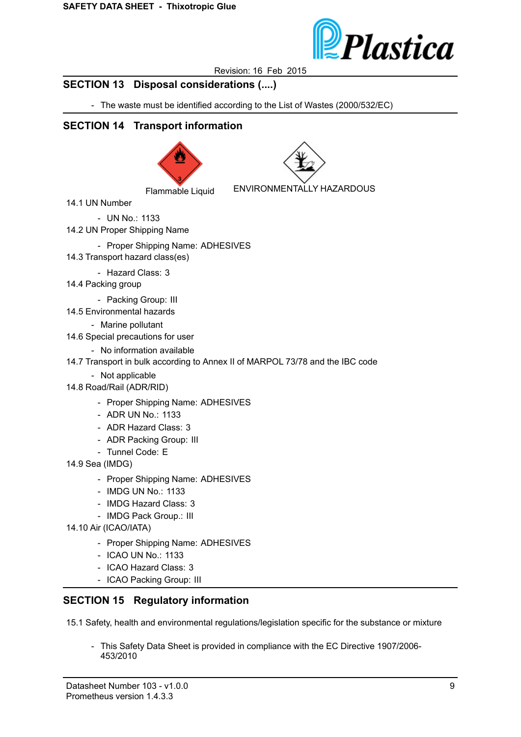## SECTION 13 Disposal considerations (....)

- The waste must be identified according to the List of Wastes (2000/532/EC)

## SECTION 14 Transport information

Flammable Liquid

ENVIRONMENTALLY HAZARDOUS

14.1 UN Number

- UN No.: 1133

14.2 UN Proper Shipping Name

- Proper Shipping Name: ADHESIVES

14.3 Transport hazard class(es)

- Hazard Class: 3

14.4 Packing group

- Packing Group: III

14.5 Environmental hazards

- Marine pollutant

14.6 Special precautions for user

- No information available

14.7 Transport in bulk according to Annex II of MARPOL 73/78 and the IBC code

- Not applicable

14.8 Road/Rail (ADR/RID)

- Proper Shipping Name: ADHESIVES
- ADR UN No.: 1133
- ADR Hazard Class: 3
- ADR Packing Group: III
- Tunnel Code: E

14.9 Sea (IMDG)

- Proper Shipping Name: ADHESIVES
- IMDG UN No.: 1133
- IMDG Hazard Class: 3
- IMDG Pack Group.: III

14.10 Air (ICAO/IATA)

- Proper Shipping Name: ADHESIVES
- ICAO UN No.: 1133
- ICAO Hazard Class: 3
- ICAO Packing Group: III

## SECTION 15 Regulatory information

15.1 Safety, health and environmental regulations/legislation specific for the substance or mixture

- This Safety Data Sheet is provided in compliance with the EC Directive 1907/2006-453/2010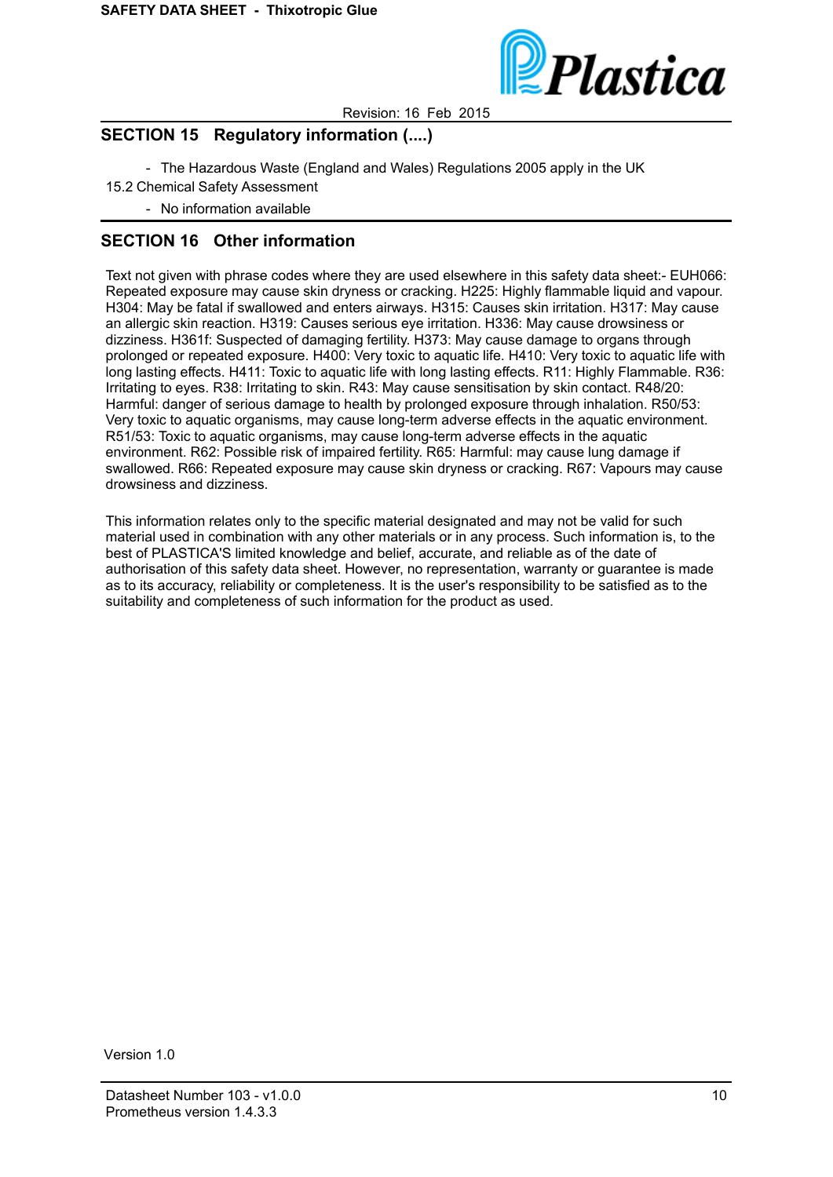## SECTION 15 Regulatory information (....)

- The Hazardous Waste (England and Wales) Regulations 2005 apply in the UK

15.2 Chemical Safety Assessment

- No information available

## SECTION 16 Other information

Text not given with phrase codes where they are used elsewhere in this safety data sheet:- EUH066: Repeated exposure may cause skin dryness or cracking. H225: Highly flammable liquid and vapour. H304: May be fatal if swallowed and enters airways. H315: Causes skin irritation. H317: May cause an allergic skin reaction. H319: Causes serious eye irritation. H336: May cause drowsiness or dizziness. H361f: Suspected of damaging fertility. H373: May cause damage to organs through prolonged or repeated exposure. H400: Very toxic to aquatic life. H410: Very toxic to aquatic life with long lasting effects. H411: Toxic to aquatic life with long lasting effects. R11: Highly Flammable. R36: Irritating to eyes. R38: Irritating to skin. R43: May cause sensitisation by skin contact. R48/20: Harmful: danger of serious damage to health by prolonged exposure through inhalation. R50/53: Very toxic to aquatic organisms, may cause long-term adverse effects in the aquatic environment. R51/53: Toxic to aquatic organisms, may cause long-term adverse effects in the aquatic environment. R62: Possible risk of impaired fertility. R65: Harmful: may cause lung damage if swallowed. R66: Repeated exposure may cause skin dryness or cracking. R67: Vapours may cause drowsiness and dizziness.

This information relates only to the specific material designated and may not be valid for such material used in combination with any other materials or in any process. Such information is, to the best of PLASTICA'S limited knowledge and belief, accurate, and reliable as of the date of authorisation of this safety data sheet. However, no representation, warranty or guarantee is made as to its accuracy, reliability or completeness. It is the user's responsibility to be satisfied as to the suitability and completeness of such information for the product as used.

Version 1.0